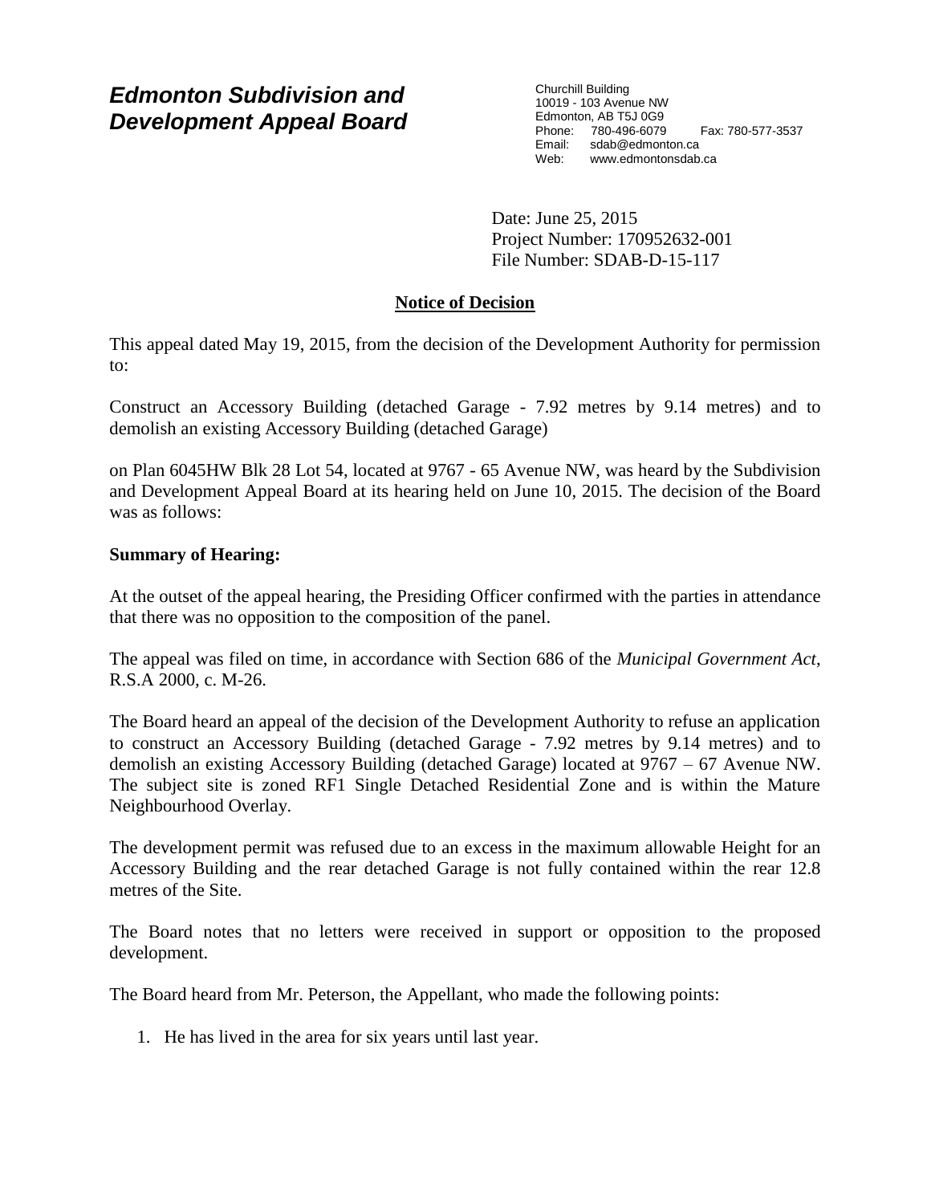# *Edmonton Subdivision and Development Appeal Board*

Churchill Building
10019 - 103 Avenue NW
Edmonton, AB T5J 0G9
Phone: 780-496-6079 Fax: 780-577-3537
Email: sdab@edmonton.ca
Web: www.edmontonsdab.ca

Date: June 25, 2015
Project Number: 170952632-001
File Number: SDAB-D-15-117

## Notice of Decision

This appeal dated May 19, 2015, from the decision of the Development Authority for permission to:

Construct an Accessory Building (detached Garage - 7.92 metres by 9.14 metres) and to demolish an existing Accessory Building (detached Garage)

on Plan 6045HW Blk 28 Lot 54, located at 9767 - 65 Avenue NW, was heard by the Subdivision and Development Appeal Board at its hearing held on June 10, 2015. The decision of the Board was as follows:

**Summary of Hearing:**

At the outset of the appeal hearing, the Presiding Officer confirmed with the parties in attendance that there was no opposition to the composition of the panel.

The appeal was filed on time, in accordance with Section 686 of the *Municipal Government Act*, R.S.A 2000, c. M-26.

The Board heard an appeal of the decision of the Development Authority to refuse an application to construct an Accessory Building (detached Garage - 7.92 metres by 9.14 metres) and to demolish an existing Accessory Building (detached Garage) located at 9767 – 67 Avenue NW. The subject site is zoned RF1 Single Detached Residential Zone and is within the Mature Neighbourhood Overlay.

The development permit was refused due to an excess in the maximum allowable Height for an Accessory Building and the rear detached Garage is not fully contained within the rear 12.8 metres of the Site.

The Board notes that no letters were received in support or opposition to the proposed development.

The Board heard from Mr. Peterson, the Appellant, who made the following points:

1. He has lived in the area for six years until last year.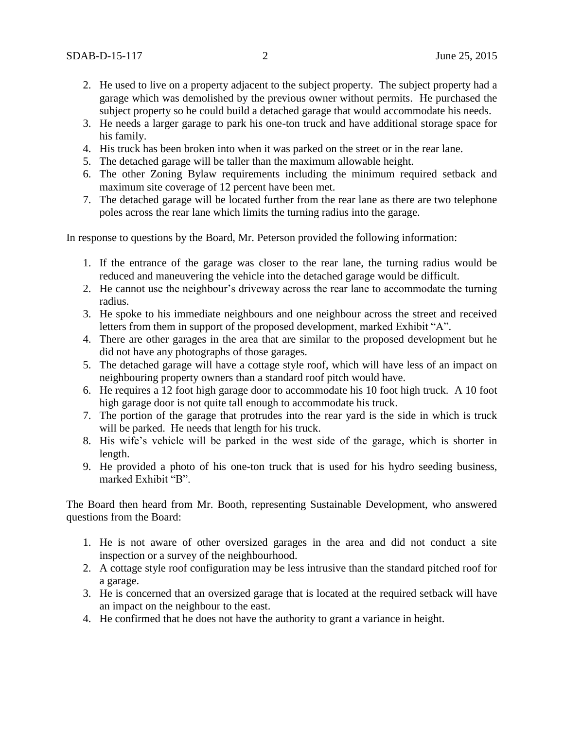2. He used to live on a property adjacent to the subject property. The subject property had a garage which was demolished by the previous owner without permits. He purchased the subject property so he could build a detached garage that would accommodate his needs.
3. He needs a larger garage to park his one-ton truck and have additional storage space for his family.
4. His truck has been broken into when it was parked on the street or in the rear lane.
5. The detached garage will be taller than the maximum allowable height.
6. The other Zoning Bylaw requirements including the minimum required setback and maximum site coverage of 12 percent have been met.
7. The detached garage will be located further from the rear lane as there are two telephone poles across the rear lane which limits the turning radius into the garage.

In response to questions by the Board, Mr. Peterson provided the following information:

1. If the entrance of the garage was closer to the rear lane, the turning radius would be reduced and maneuvering the vehicle into the detached garage would be difficult.
2. He cannot use the neighbour's driveway across the rear lane to accommodate the turning radius.
3. He spoke to his immediate neighbours and one neighbour across the street and received letters from them in support of the proposed development, marked Exhibit "A".
4. There are other garages in the area that are similar to the proposed development but he did not have any photographs of those garages.
5. The detached garage will have a cottage style roof, which will have less of an impact on neighbouring property owners than a standard roof pitch would have.
6. He requires a 12 foot high garage door to accommodate his 10 foot high truck. A 10 foot high garage door is not quite tall enough to accommodate his truck.
7. The portion of the garage that protrudes into the rear yard is the side in which is truck will be parked. He needs that length for his truck.
8. His wife's vehicle will be parked in the west side of the garage, which is shorter in length.
9. He provided a photo of his one-ton truck that is used for his hydro seeding business, marked Exhibit "B".

The Board then heard from Mr. Booth, representing Sustainable Development, who answered questions from the Board:

1. He is not aware of other oversized garages in the area and did not conduct a site inspection or a survey of the neighbourhood.
2. A cottage style roof configuration may be less intrusive than the standard pitched roof for a garage.
3. He is concerned that an oversized garage that is located at the required setback will have an impact on the neighbour to the east.
4. He confirmed that he does not have the authority to grant a variance in height.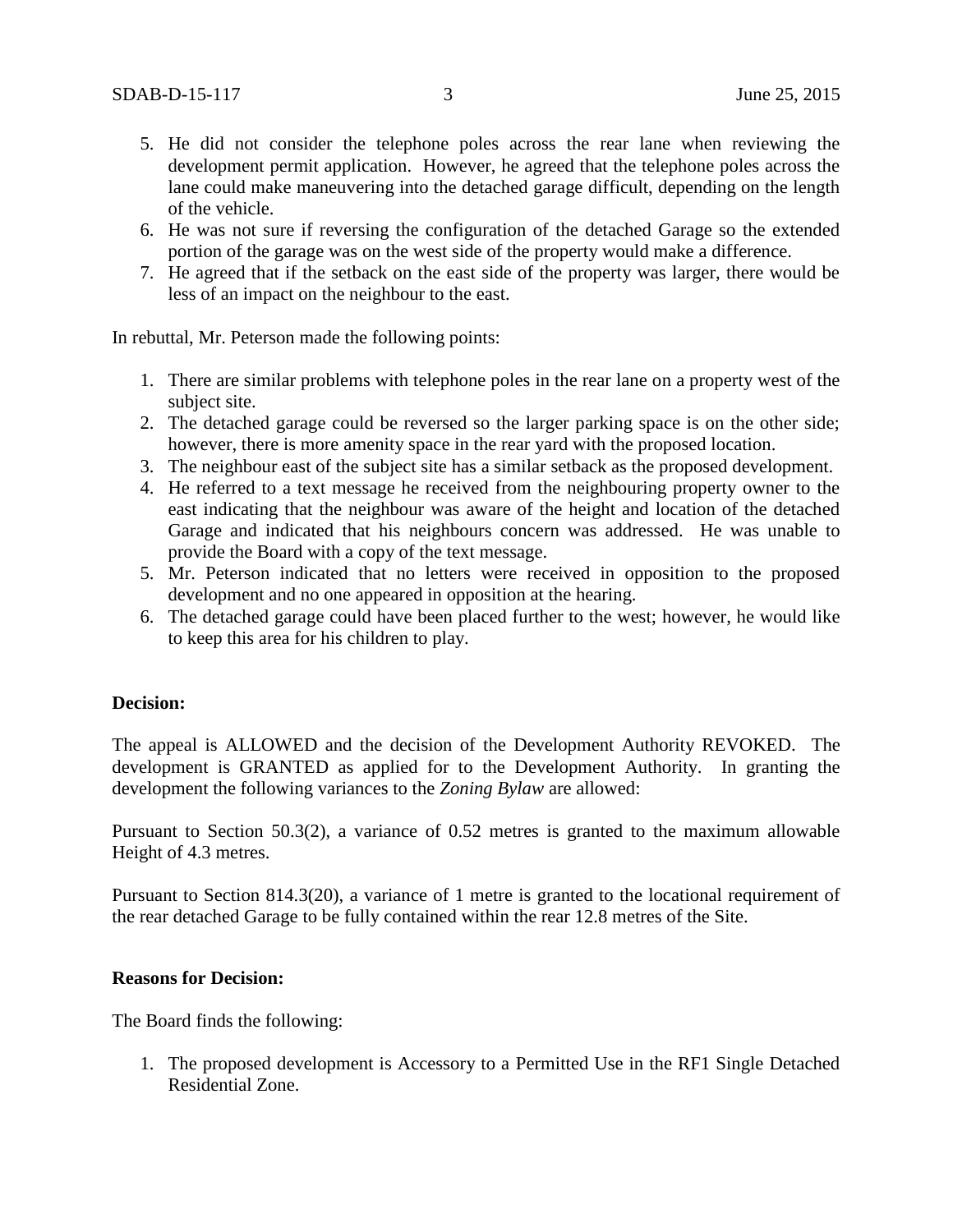5. He did not consider the telephone poles across the rear lane when reviewing the development permit application. However, he agreed that the telephone poles across the lane could make maneuvering into the detached garage difficult, depending on the length of the vehicle.
6. He was not sure if reversing the configuration of the detached Garage so the extended portion of the garage was on the west side of the property would make a difference.
7. He agreed that if the setback on the east side of the property was larger, there would be less of an impact on the neighbour to the east.

In rebuttal, Mr. Peterson made the following points:

1. There are similar problems with telephone poles in the rear lane on a property west of the subject site.
2. The detached garage could be reversed so the larger parking space is on the other side; however, there is more amenity space in the rear yard with the proposed location.
3. The neighbour east of the subject site has a similar setback as the proposed development.
4. He referred to a text message he received from the neighbouring property owner to the east indicating that the neighbour was aware of the height and location of the detached Garage and indicated that his neighbours concern was addressed. He was unable to provide the Board with a copy of the text message.
5. Mr. Peterson indicated that no letters were received in opposition to the proposed development and no one appeared in opposition at the hearing.
6. The detached garage could have been placed further to the west; however, he would like to keep this area for his children to play.

**Decision:**

The appeal is ALLOWED and the decision of the Development Authority REVOKED. The development is GRANTED as applied for to the Development Authority. In granting the development the following variances to the *Zoning Bylaw* are allowed:

Pursuant to Section 50.3(2), a variance of 0.52 metres is granted to the maximum allowable Height of 4.3 metres.

Pursuant to Section 814.3(20), a variance of 1 metre is granted to the locational requirement of the rear detached Garage to be fully contained within the rear 12.8 metres of the Site.

**Reasons for Decision:**

The Board finds the following:

1. The proposed development is Accessory to a Permitted Use in the RF1 Single Detached Residential Zone.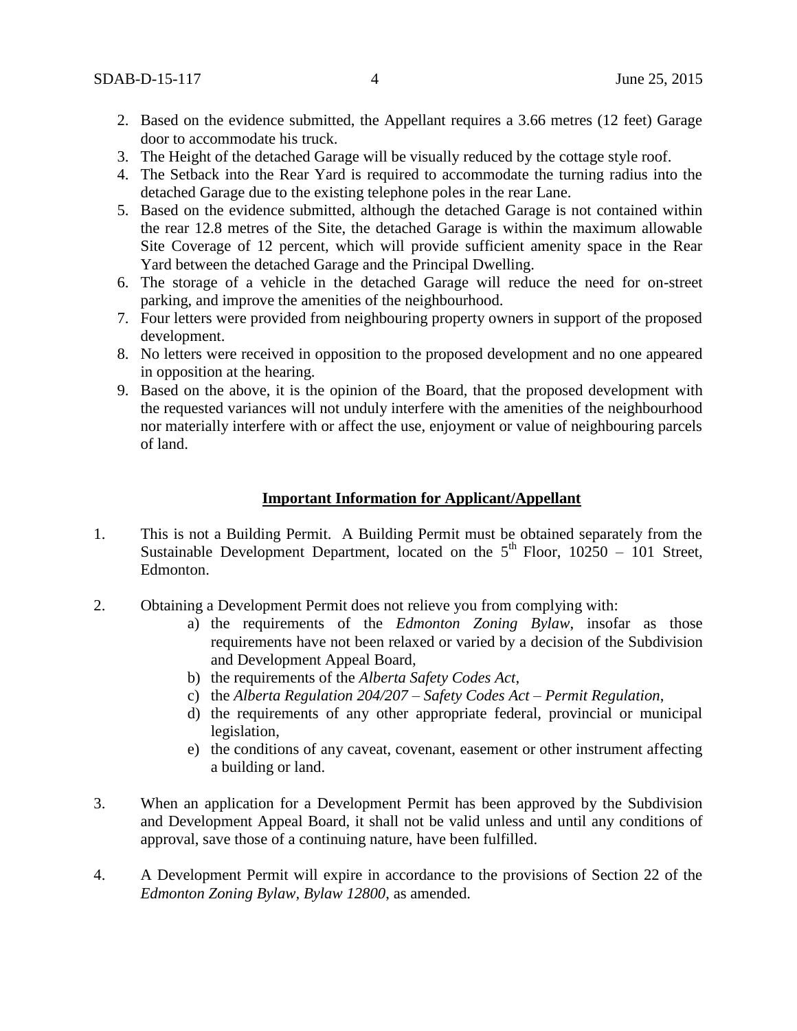2. Based on the evidence submitted, the Appellant requires a 3.66 metres (12 feet) Garage door to accommodate his truck.
3. The Height of the detached Garage will be visually reduced by the cottage style roof.
4. The Setback into the Rear Yard is required to accommodate the turning radius into the detached Garage due to the existing telephone poles in the rear Lane.
5. Based on the evidence submitted, although the detached Garage is not contained within the rear 12.8 metres of the Site, the detached Garage is within the maximum allowable Site Coverage of 12 percent, which will provide sufficient amenity space in the Rear Yard between the detached Garage and the Principal Dwelling.
6. The storage of a vehicle in the detached Garage will reduce the need for on-street parking, and improve the amenities of the neighbourhood.
7. Four letters were provided from neighbouring property owners in support of the proposed development.
8. No letters were received in opposition to the proposed development and no one appeared in opposition at the hearing.
9. Based on the above, it is the opinion of the Board, that the proposed development with the requested variances will not unduly interfere with the amenities of the neighbourhood nor materially interfere with or affect the use, enjoyment or value of neighbouring parcels of land.

**Important Information for Applicant/Appellant**

1. This is not a Building Permit. A Building Permit must be obtained separately from the Sustainable Development Department, located on the 5th Floor, 10250 – 101 Street, Edmonton.

2. Obtaining a Development Permit does not relieve you from complying with:
   a) the requirements of the *Edmonton Zoning Bylaw*, insofar as those requirements have not been relaxed or varied by a decision of the Subdivision and Development Appeal Board,
   b) the requirements of the *Alberta Safety Codes Act*,
   c) the *Alberta Regulation 204/207 – Safety Codes Act – Permit Regulation*,
   d) the requirements of any other appropriate federal, provincial or municipal legislation,
   e) the conditions of any caveat, covenant, easement or other instrument affecting a building or land.

3. When an application for a Development Permit has been approved by the Subdivision and Development Appeal Board, it shall not be valid unless and until any conditions of approval, save those of a continuing nature, have been fulfilled.

4. A Development Permit will expire in accordance to the provisions of Section 22 of the *Edmonton Zoning Bylaw, Bylaw 12800*, as amended.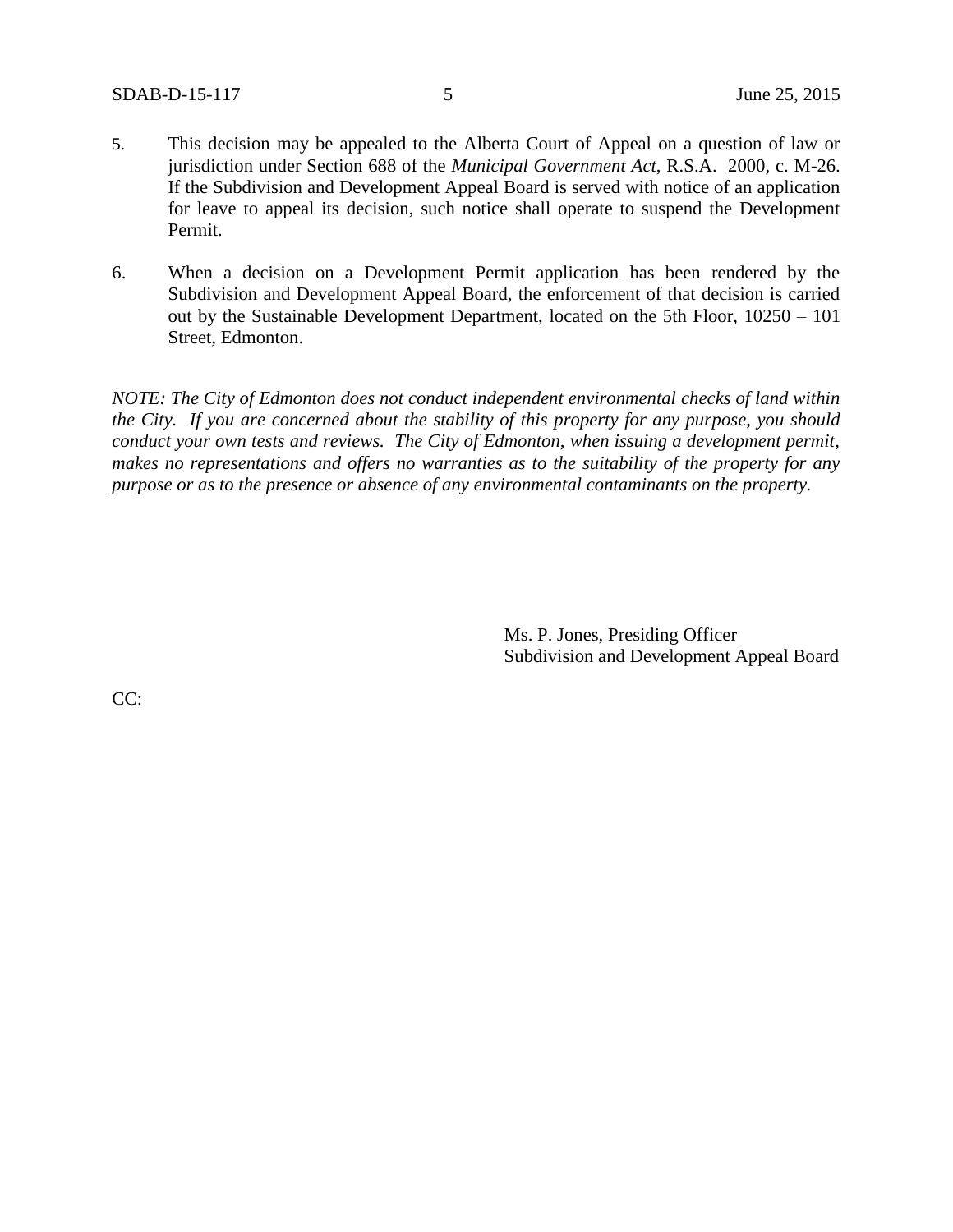5. This decision may be appealed to the Alberta Court of Appeal on a question of law or jurisdiction under Section 688 of the *Municipal Government Act*, R.S.A. 2000, c. M-26. If the Subdivision and Development Appeal Board is served with notice of an application for leave to appeal its decision, such notice shall operate to suspend the Development Permit.

6. When a decision on a Development Permit application has been rendered by the Subdivision and Development Appeal Board, the enforcement of that decision is carried out by the Sustainable Development Department, located on the 5th Floor, 10250 – 101 Street, Edmonton.

*NOTE: The City of Edmonton does not conduct independent environmental checks of land within the City. If you are concerned about the stability of this property for any purpose, you should conduct your own tests and reviews. The City of Edmonton, when issuing a development permit, makes no representations and offers no warranties as to the suitability of the property for any purpose or as to the presence or absence of any environmental contaminants on the property.*

Ms. P. Jones, Presiding Officer
Subdivision and Development Appeal Board

CC: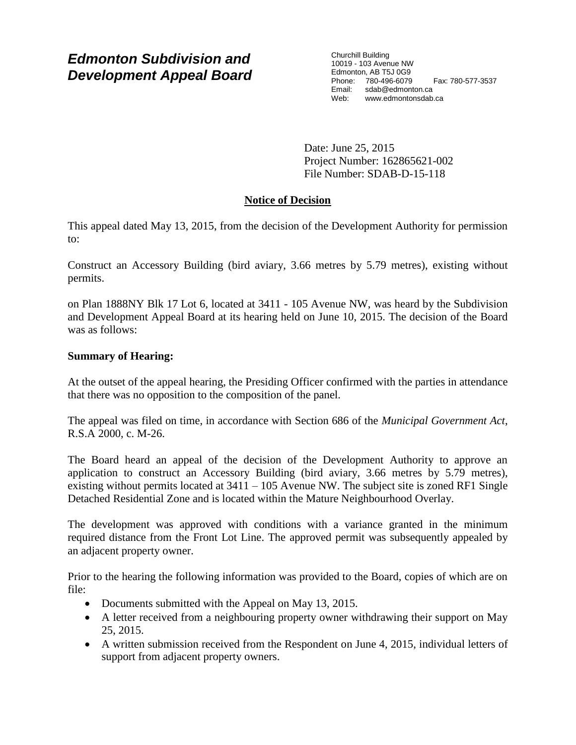# *Edmonton Subdivision and Development Appeal Board*

Churchill Building
10019 - 103 Avenue NW
Edmonton, AB T5J 0G9
Phone: 780-496-6079 Fax: 780-577-3537
Email: sdab@edmonton.ca
Web: www.edmontonsdab.ca

Date: June 25, 2015
Project Number: 162865621-002
File Number: SDAB-D-15-118

## Notice of Decision

This appeal dated May 13, 2015, from the decision of the Development Authority for permission to:

Construct an Accessory Building (bird aviary, 3.66 metres by 5.79 metres), existing without permits.

on Plan 1888NY Blk 17 Lot 6, located at 3411 - 105 Avenue NW, was heard by the Subdivision and Development Appeal Board at its hearing held on June 10, 2015. The decision of the Board was as follows:

**Summary of Hearing:**

At the outset of the appeal hearing, the Presiding Officer confirmed with the parties in attendance that there was no opposition to the composition of the panel.

The appeal was filed on time, in accordance with Section 686 of the *Municipal Government Act*, R.S.A 2000, c. M-26.

The Board heard an appeal of the decision of the Development Authority to approve an application to construct an Accessory Building (bird aviary, 3.66 metres by 5.79 metres), existing without permits located at 3411 – 105 Avenue NW. The subject site is zoned RF1 Single Detached Residential Zone and is located within the Mature Neighbourhood Overlay.

The development was approved with conditions with a variance granted in the minimum required distance from the Front Lot Line. The approved permit was subsequently appealed by an adjacent property owner.

Prior to the hearing the following information was provided to the Board, copies of which are on file:

- Documents submitted with the Appeal on May 13, 2015.
- A letter received from a neighbouring property owner withdrawing their support on May 25, 2015.
- A written submission received from the Respondent on June 4, 2015, individual letters of support from adjacent property owners.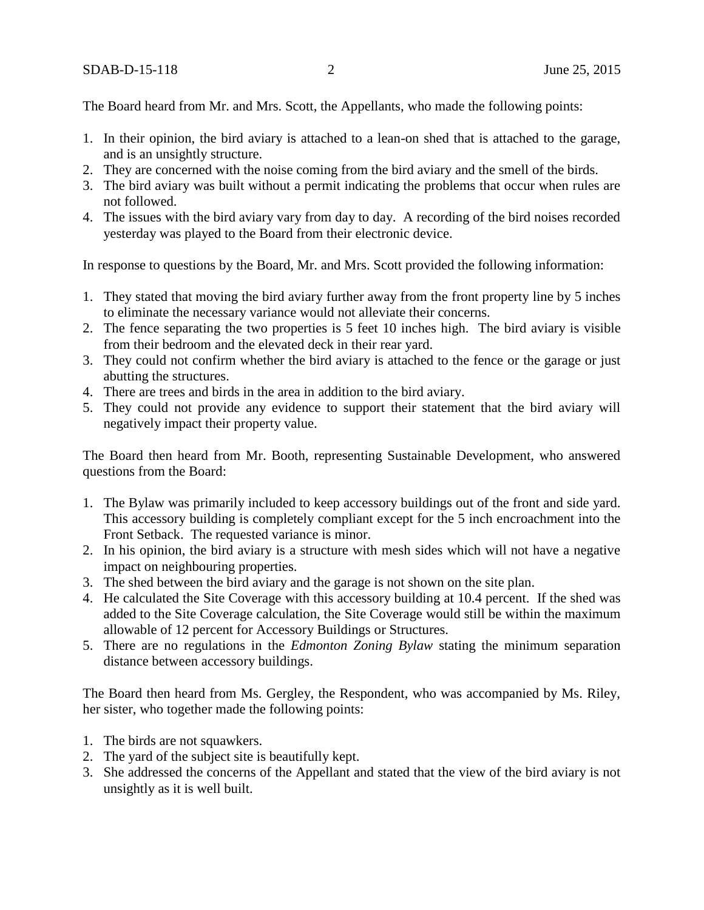The Board heard from Mr. and Mrs. Scott, the Appellants, who made the following points:

1. In their opinion, the bird aviary is attached to a lean-on shed that is attached to the garage, and is an unsightly structure.
2. They are concerned with the noise coming from the bird aviary and the smell of the birds.
3. The bird aviary was built without a permit indicating the problems that occur when rules are not followed.
4. The issues with the bird aviary vary from day to day. A recording of the bird noises recorded yesterday was played to the Board from their electronic device.

In response to questions by the Board, Mr. and Mrs. Scott provided the following information:

1. They stated that moving the bird aviary further away from the front property line by 5 inches to eliminate the necessary variance would not alleviate their concerns.
2. The fence separating the two properties is 5 feet 10 inches high. The bird aviary is visible from their bedroom and the elevated deck in their rear yard.
3. They could not confirm whether the bird aviary is attached to the fence or the garage or just abutting the structures.
4. There are trees and birds in the area in addition to the bird aviary.
5. They could not provide any evidence to support their statement that the bird aviary will negatively impact their property value.

The Board then heard from Mr. Booth, representing Sustainable Development, who answered questions from the Board:

1. The Bylaw was primarily included to keep accessory buildings out of the front and side yard. This accessory building is completely compliant except for the 5 inch encroachment into the Front Setback. The requested variance is minor.
2. In his opinion, the bird aviary is a structure with mesh sides which will not have a negative impact on neighbouring properties.
3. The shed between the bird aviary and the garage is not shown on the site plan.
4. He calculated the Site Coverage with this accessory building at 10.4 percent. If the shed was added to the Site Coverage calculation, the Site Coverage would still be within the maximum allowable of 12 percent for Accessory Buildings or Structures.
5. There are no regulations in the *Edmonton Zoning Bylaw* stating the minimum separation distance between accessory buildings.

The Board then heard from Ms. Gergley, the Respondent, who was accompanied by Ms. Riley, her sister, who together made the following points:

1. The birds are not squawkers.
2. The yard of the subject site is beautifully kept.
3. She addressed the concerns of the Appellant and stated that the view of the bird aviary is not unsightly as it is well built.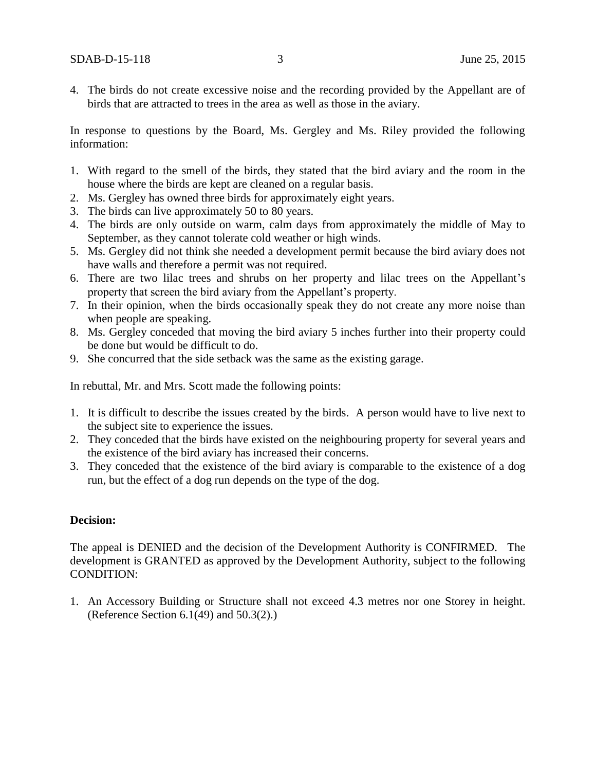4. The birds do not create excessive noise and the recording provided by the Appellant are of birds that are attracted to trees in the area as well as those in the aviary.

In response to questions by the Board, Ms. Gergley and Ms. Riley provided the following information:

1. With regard to the smell of the birds, they stated that the bird aviary and the room in the house where the birds are kept are cleaned on a regular basis.
2. Ms. Gergley has owned three birds for approximately eight years.
3. The birds can live approximately 50 to 80 years.
4. The birds are only outside on warm, calm days from approximately the middle of May to September, as they cannot tolerate cold weather or high winds.
5. Ms. Gergley did not think she needed a development permit because the bird aviary does not have walls and therefore a permit was not required.
6. There are two lilac trees and shrubs on her property and lilac trees on the Appellant's property that screen the bird aviary from the Appellant's property.
7. In their opinion, when the birds occasionally speak they do not create any more noise than when people are speaking.
8. Ms. Gergley conceded that moving the bird aviary 5 inches further into their property could be done but would be difficult to do.
9. She concurred that the side setback was the same as the existing garage.

In rebuttal, Mr. and Mrs. Scott made the following points:

1. It is difficult to describe the issues created by the birds. A person would have to live next to the subject site to experience the issues.
2. They conceded that the birds have existed on the neighbouring property for several years and the existence of the bird aviary has increased their concerns.
3. They conceded that the existence of the bird aviary is comparable to the existence of a dog run, but the effect of a dog run depends on the type of the dog.

**Decision:**

The appeal is DENIED and the decision of the Development Authority is CONFIRMED. The development is GRANTED as approved by the Development Authority, subject to the following CONDITION:

1. An Accessory Building or Structure shall not exceed 4.3 metres nor one Storey in height. (Reference Section 6.1(49) and 50.3(2).)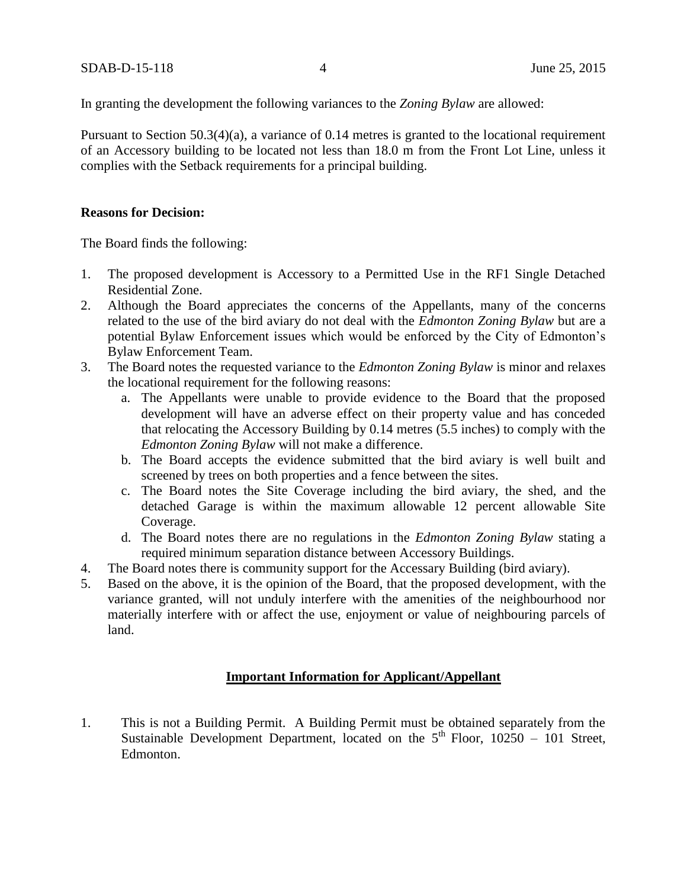In granting the development the following variances to the *Zoning Bylaw* are allowed:

Pursuant to Section 50.3(4)(a), a variance of 0.14 metres is granted to the locational requirement of an Accessory building to be located not less than 18.0 m from the Front Lot Line, unless it complies with the Setback requirements for a principal building.

**Reasons for Decision:**

The Board finds the following:

1. The proposed development is Accessory to a Permitted Use in the RF1 Single Detached Residential Zone.
2. Although the Board appreciates the concerns of the Appellants, many of the concerns related to the use of the bird aviary do not deal with the *Edmonton Zoning Bylaw* but are a potential Bylaw Enforcement issues which would be enforced by the City of Edmonton's Bylaw Enforcement Team.
3. The Board notes the requested variance to the *Edmonton Zoning Bylaw* is minor and relaxes the locational requirement for the following reasons:
   a. The Appellants were unable to provide evidence to the Board that the proposed development will have an adverse effect on their property value and has conceded that relocating the Accessory Building by 0.14 metres (5.5 inches) to comply with the *Edmonton Zoning Bylaw* will not make a difference.
   b. The Board accepts the evidence submitted that the bird aviary is well built and screened by trees on both properties and a fence between the sites.
   c. The Board notes the Site Coverage including the bird aviary, the shed, and the detached Garage is within the maximum allowable 12 percent allowable Site Coverage.
   d. The Board notes there are no regulations in the *Edmonton Zoning Bylaw* stating a required minimum separation distance between Accessory Buildings.
4. The Board notes there is community support for the Accessary Building (bird aviary).
5. Based on the above, it is the opinion of the Board, that the proposed development, with the variance granted, will not unduly interfere with the amenities of the neighbourhood nor materially interfere with or affect the use, enjoyment or value of neighbouring parcels of land.

## Important Information for Applicant/Appellant

1. This is not a Building Permit. A Building Permit must be obtained separately from the Sustainable Development Department, located on the 5th Floor, 10250 – 101 Street, Edmonton.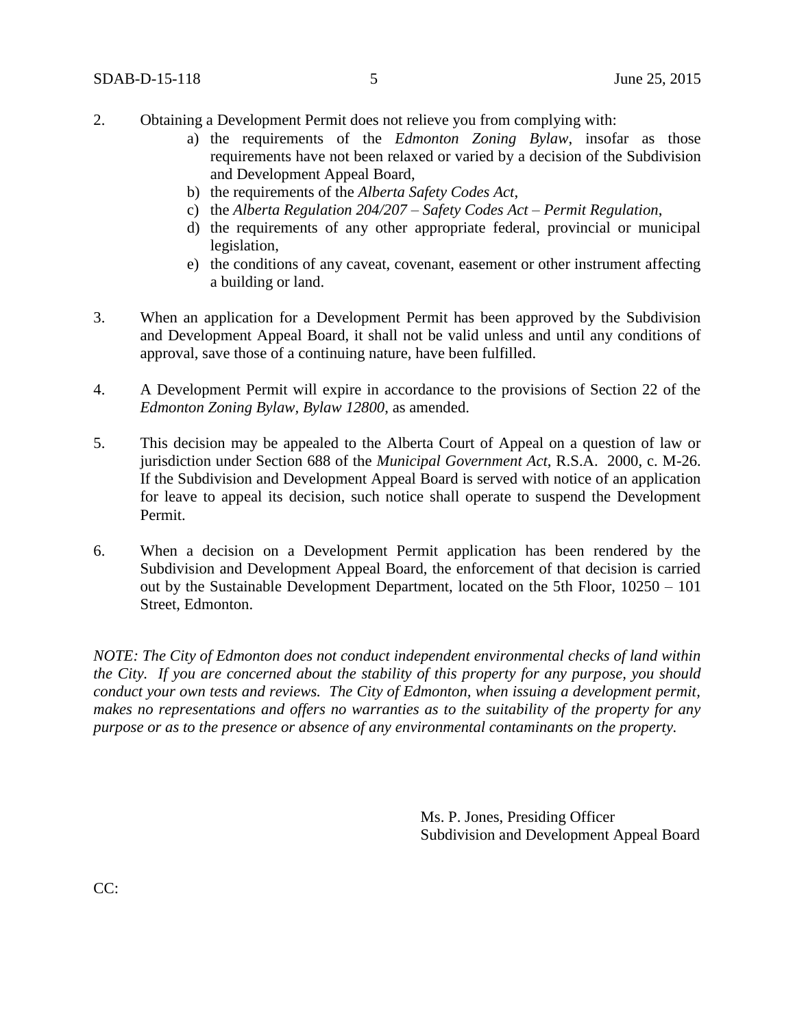2. Obtaining a Development Permit does not relieve you from complying with:
   a) the requirements of the *Edmonton Zoning Bylaw*, insofar as those requirements have not been relaxed or varied by a decision of the Subdivision and Development Appeal Board,
   b) the requirements of the *Alberta Safety Codes Act*,
   c) the *Alberta Regulation 204/207 – Safety Codes Act – Permit Regulation*,
   d) the requirements of any other appropriate federal, provincial or municipal legislation,
   e) the conditions of any caveat, covenant, easement or other instrument affecting a building or land.

3. When an application for a Development Permit has been approved by the Subdivision and Development Appeal Board, it shall not be valid unless and until any conditions of approval, save those of a continuing nature, have been fulfilled.

4. A Development Permit will expire in accordance to the provisions of Section 22 of the *Edmonton Zoning Bylaw, Bylaw 12800*, as amended.

5. This decision may be appealed to the Alberta Court of Appeal on a question of law or jurisdiction under Section 688 of the *Municipal Government Act*, R.S.A. 2000, c. M-26. If the Subdivision and Development Appeal Board is served with notice of an application for leave to appeal its decision, such notice shall operate to suspend the Development Permit.

6. When a decision on a Development Permit application has been rendered by the Subdivision and Development Appeal Board, the enforcement of that decision is carried out by the Sustainable Development Department, located on the 5th Floor, 10250 – 101 Street, Edmonton.

*NOTE: The City of Edmonton does not conduct independent environmental checks of land within the City. If you are concerned about the stability of this property for any purpose, you should conduct your own tests and reviews. The City of Edmonton, when issuing a development permit, makes no representations and offers no warranties as to the suitability of the property for any purpose or as to the presence or absence of any environmental contaminants on the property.*

Ms. P. Jones, Presiding Officer
Subdivision and Development Appeal Board

CC: